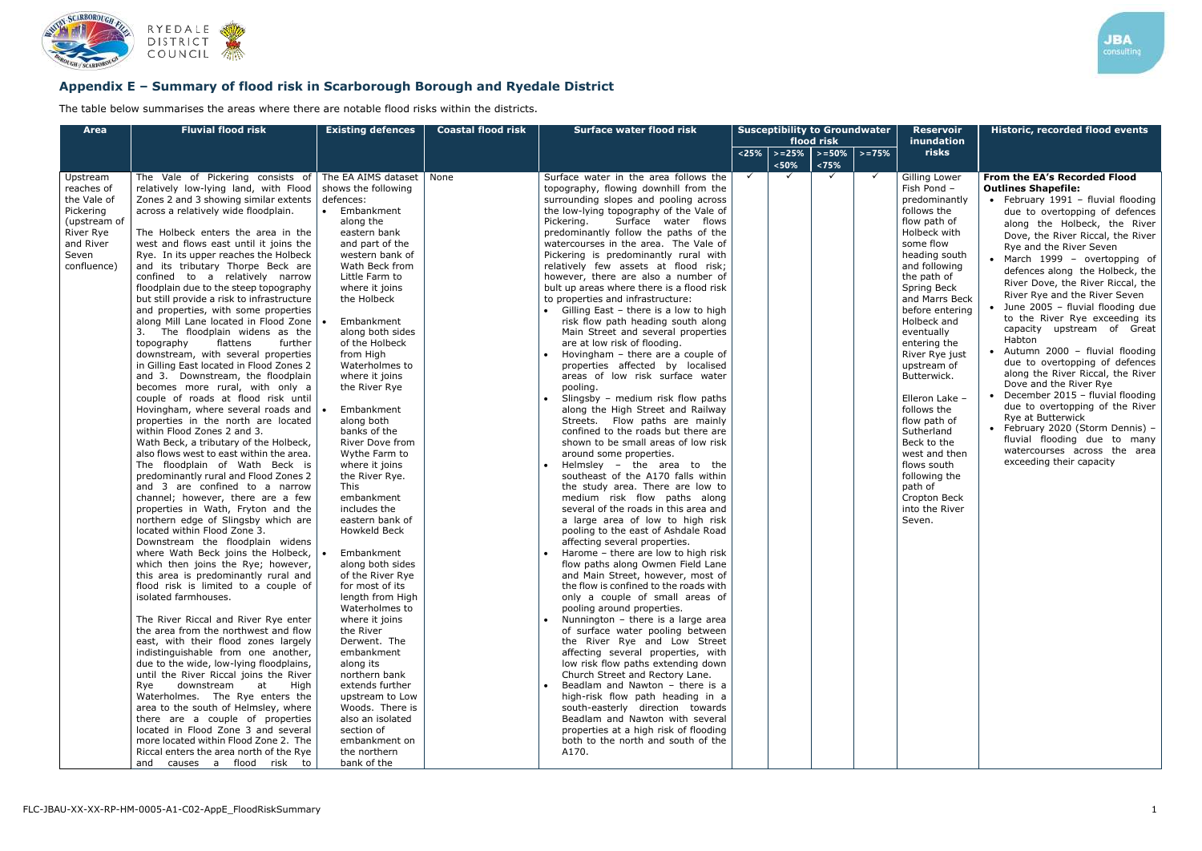## Appendix E – Summary of flood risk in Scarborough Borough and Ryedale District

The table below summarises the areas where there are notable flood risks within the districts.

| Area | Fluvial flood risk | Existing defences | Coastal flood risk | Surface water flood risk | Susceptibility to Groundwater flood risk | | | | Reservoir inundation risks | Historic, recorded flood events |
|---|---|---|---|---|---|---|---|---|---|---|
| | | | | | <25% | >=25% <50% | >=50% <75% | >=75% | | |
| Upstream reaches of the Vale of Pickering (upstream of River Rye and River Seven confluence) | The Vale of Pickering consists of relatively low-lying land, with Flood Zones 2 and 3 showing similar extents across a relatively wide floodplain.<br><br>The Holbeck enters the area in the west and flows east until it joins the Rye. In its upper reaches the Holbeck and its tributary Thorpe Beck are confined to a relatively narrow floodplain due to the steep topography but still provide a risk to infrastructure and properties, with some properties along Mill Lane located in Flood Zone 3. The floodplain widens as the topography flattens further downstream, with several properties in Gilling East located in Flood Zones 2 and 3. Downstream, the floodplain becomes more rural, with only a couple of roads at flood risk until Hovingham, where several roads and properties in the north are located within Flood Zones 2 and 3.<br>Wath Beck, a tributary of the Holbeck, also flows west to east within the area. The floodplain of Wath Beck is predominantly rural and Flood Zones 2 and 3 are confined to a narrow channel; however, there are a few properties in Wath, Fryton and the northern edge of Slingsby which are located within Flood Zone 3.<br>Downstream the floodplain widens where Wath Beck joins the Holbeck, which then joins the Rye; however, this area is predominantly rural and flood risk is limited to a couple of isolated farmhouses.<br><br>The River Riccal and River Rye enter the area from the northwest and flow east, with their flood zones largely indistinguishable from one another, due to the wide, low-lying floodplains, until the River Riccal joins the River Rye downstream at High Waterholmes. The Rye enters the area to the south of Helmsley, where there are a couple of properties located in Flood Zone 3 and several more located within Flood Zone 2. The Riccal enters the area north of the Rye and causes a flood risk to | The EA AIMS dataset shows the following defences:<br>• Embankment along the eastern bank and part of the western bank of Wath Beck from Little Farm to where it joins the Holbeck<br>• Embankment along both sides of the Holbeck from High Waterholmes to where it joins the River Rye<br>• Embankment along both banks of the River Dove from Wythe Farm to where it joins the River Rye. This embankment includes the eastern bank of Howkeld Beck<br>• Embankment along both sides of the River Rye for most of its length from High Waterholmes to where it joins the River Derwent. The embankment along its northern bank extends further upstream to Low Woods. There is also an isolated section of embankment on the northern bank of the | None | Surface water in the area follows the topography, flowing downhill from the surrounding slopes and pooling across the low-lying topography of the Vale of Pickering. Surface water flows predominantly follow the paths of the watercourses in the area. The Vale of Pickering is predominantly rural with relatively few assets at flood risk; however, there are also a number of bult up areas where there is a flood risk to properties and infrastructure:<br>• Gilling East – there is a low to high risk flow path heading south along Main Street and several properties are at low risk of flooding.<br>• Hovingham – there are a couple of properties affected by localised areas of low risk surface water pooling.<br>• Slingsby – medium risk flow paths along the High Street and Railway Streets. Flow paths are mainly confined to the roads but there are shown to be small areas of low risk around some properties.<br>• Helmsley – the area to the southeast of the A170 falls within the study area. There are low to medium risk flow paths along several of the roads in this area and a large area of low to high risk pooling to the east of Ashdale Road affecting several properties.<br>• Harome – there are low to high risk flow paths along Owmen Field Lane and Main Street, however, most of the flow is confined to the roads with only a couple of small areas of pooling around properties.<br>• Nunnington – there is a large area of surface water pooling between the River Rye and Low Street affecting several properties, with low risk flow paths extending down Church Street and Rectory Lane.<br>• Beadlam and Nawton – there is a high-risk flow path heading in a south-easterly direction towards Beadlam and Nawton with several properties at a high risk of flooding both to the north and south of the A170. | ✓ | ✓ | ✓ | ✓ | Gilling Lower Fish Pond – predominantly follows the flow path of Holbeck with some flow heading south and following the path of Spring Beck and Marrs Beck before entering Holbeck and eventually entering the River Rye just upstream of Butterwick.<br><br>Elleron Lake – follows the flow path of Sutherland Beck to the west and then flows south following the path of Cropton Beck into the River Seven. | **From the EA's Recorded Flood Outlines Shapefile:**<br>• February 1991 – fluvial flooding due to overtopping of defences along the Holbeck, the River Dove, the River Riccal, the River Rye and the River Seven<br>• March 1999 – overtopping of defences along the Holbeck, the River Dove, the River Riccal, the River Rye and the River Seven<br>• June 2005 – fluvial flooding due to the River Rye exceeding its capacity upstream of Great Habton<br>• Autumn 2000 – fluvial flooding due to overtopping of defences along the River Riccal, the River Dove and the River Rye<br>• December 2015 – fluvial flooding due to overtopping of the River Rye at Butterwick<br>• February 2020 (Storm Dennis) – fluvial flooding due to many watercourses across the area exceeding their capacity |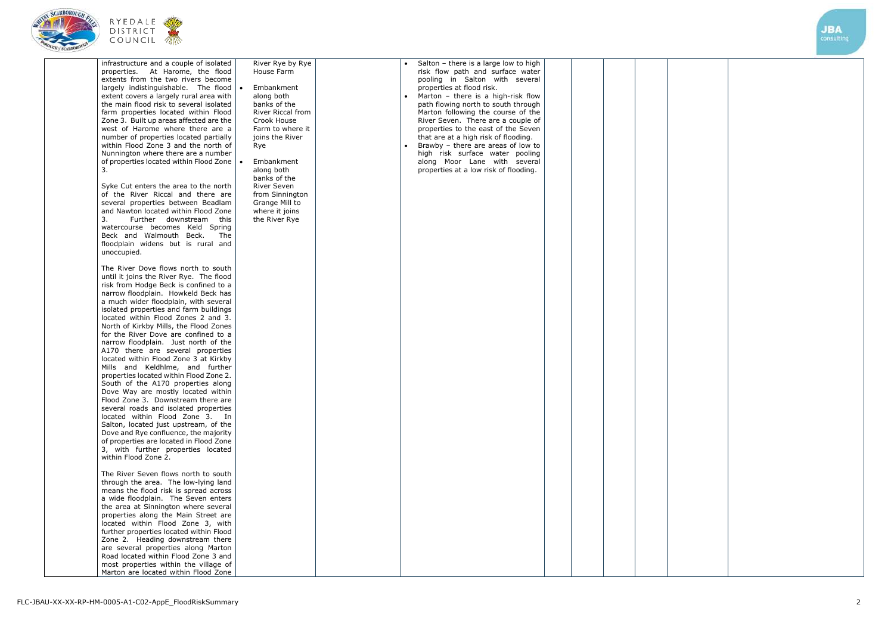| | | | | | | | | | | |
|---|---|---|---|---|---|---|---|---|---|---|
| | infrastructure and a couple of isolated properties. At Harome, the flood extents from the two rivers become largely indistinguishable. The flood extent covers a largely rural area with the main flood risk to several isolated farm properties located within Flood Zone 3. Built up areas affected are the west of Harome where there are a number of properties located partially within Flood Zone 3 and the north of Nunnington where there are a number of properties located within Flood Zone 3.<br><br>Syke Cut enters the area to the north of the River Riccal and there are several properties between Beadlam and Nawton located within Flood Zone 3. Further downstream this watercourse becomes Keld Spring Beck and Walmouth Beck. The floodplain widens but is rural and unoccupied.<br><br>The River Dove flows north to south until it joins the River Rye. The flood risk from Hodge Beck is confined to a narrow floodplain. Howkeld Beck has a much wider floodplain, with several isolated properties and farm buildings located within Flood Zones 2 and 3. North of Kirkby Mills, the Flood Zones for the River Dove are confined to a narrow floodplain. Just north of the A170 there are several properties located within Flood Zone 3 at Kirkby Mills and Keldhlme, and further properties located within Flood Zone 2. South of the A170 properties along Dove Way are mostly located within Flood Zone 3. Downstream there are several roads and isolated properties located within Flood Zone 3. In Salton, located just upstream, of the Dove and Rye confluence, the majority of properties are located in Flood Zone 3, with further properties located within Flood Zone 2.<br><br>The River Seven flows north to south through the area. The low-lying land means the flood risk is spread across a wide floodplain. The Seven enters the area at Sinnington where several properties along the Main Street are located within Flood Zone 3, with further properties located within Flood Zone 2. Heading downstream there are several properties along Marton Road located within Flood Zone 3 and most properties within the village of Marton are located within Flood Zone | River Rye by Rye House Farm<br>• Embankment along both banks of the River Riccal from Crook House Farm to where it joins the River Rye<br>• Embankment along both banks of the River Seven from Sinnington Grange Mill to where it joins the River Rye | | • Salton – there is a large low to high risk flow path and surface water pooling in Salton with several properties at flood risk.<br>• Marton – there is a high-risk flow path flowing north to south through Marton following the course of the River Seven. There are a couple of properties to the east of the Seven that are at a high risk of flooding.<br>• Brawby – there are areas of low to high risk surface water pooling along Moor Lane with several properties at a low risk of flooding. | | | | | | |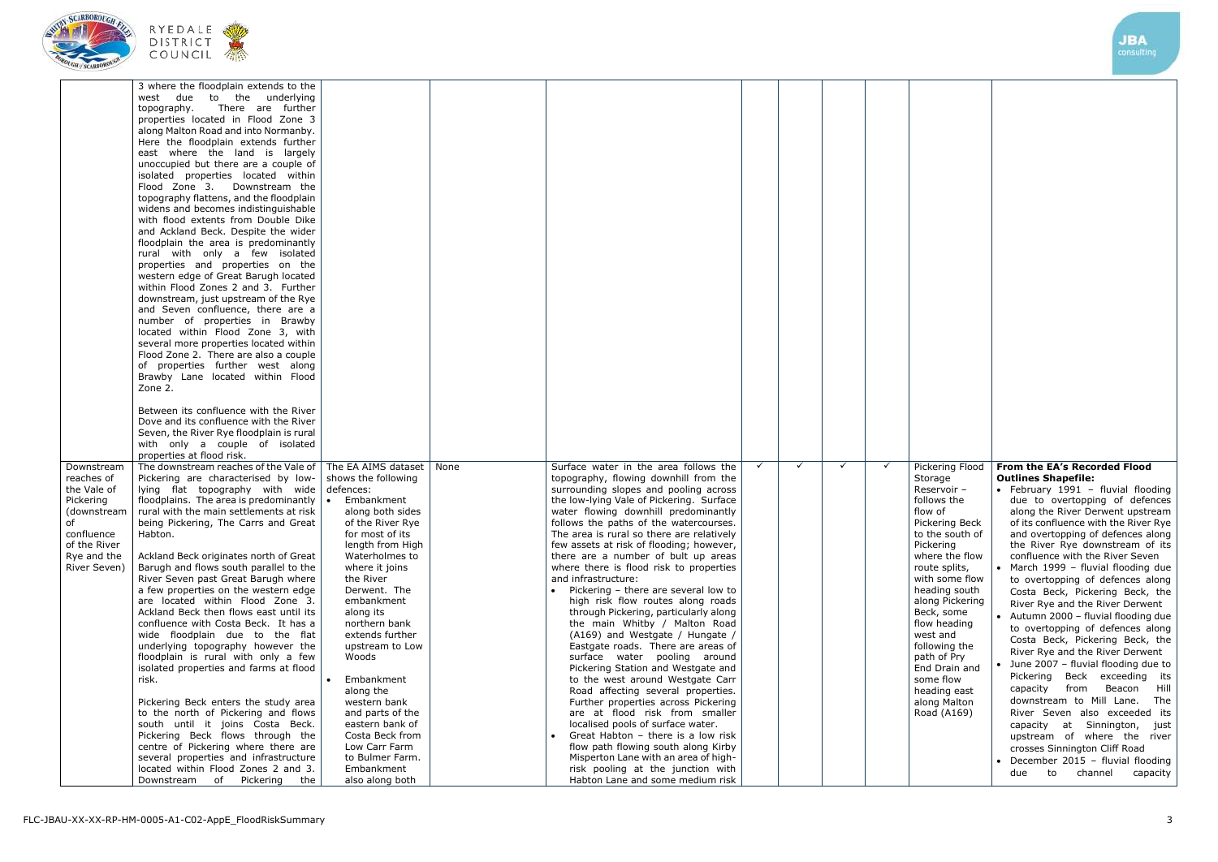| | | | | | | | | | | |
|---|---|---|---|---|---|---|---|---|---|---|
| | 3 where the floodplain extends to the west due to the underlying topography. There are further properties located in Flood Zone 3 along Malton Road and into Normanby. Here the floodplain extends further east where the land is largely unoccupied but there are a couple of isolated properties located within Flood Zone 3. Downstream the topography flattens, and the floodplain widens and becomes indistinguishable with flood extents from Double Dike and Ackland Beck. Despite the wider floodplain the area is predominantly rural with only a few isolated properties and properties on the western edge of Great Barugh located within Flood Zones 2 and 3. Further downstream, just upstream of the Rye and Seven confluence, there are a number of properties in Brawby located within Flood Zone 3, with several more properties located within Flood Zone 2. There are also a couple of properties further west along Brawby Lane located within Flood Zone 2.<br><br>Between its confluence with the River Dove and its confluence with the River Seven, the River Rye floodplain is rural with only a couple of isolated properties at flood risk. | | | | | | | | | |
| Downstream reaches of the Vale of Pickering (downstream of confluence of the River Rye and the River Seven) | The downstream reaches of the Vale of Pickering are characterised by low-lying flat topography with wide floodplains. The area is predominantly rural with the main settlements at risk being Pickering, The Carrs and Great Habton.<br><br>Ackland Beck originates north of Great Barugh and flows south parallel to the River Seven past Great Barugh where a few properties on the western edge are located within Flood Zone 3. Ackland Beck then flows east until its confluence with Costa Beck. It has a wide floodplain due to the flat underlying topography however the floodplain is rural with only a few isolated properties and farms at flood risk.<br><br>Pickering Beck enters the study area to the north of Pickering and flows south until it joins Costa Beck. Pickering Beck flows through the centre of Pickering where there are several properties and infrastructure located within Flood Zones 2 and 3. Downstream of Pickering the | The EA AIMS dataset shows the following defences:<br>• Embankment along both sides of the River Rye for most of its length from High Waterholmes to where it joins the River Derwent. The embankment along its northern bank extends further upstream to Low Woods<br>• Embankment along the western bank and parts of the eastern bank of Costa Beck from Low Carr Farm to Bulmer Farm. Embankment also along both | None | Surface water in the area follows the topography, flowing downhill from the surrounding slopes and pooling across the low-lying Vale of Pickering. Surface water flowing downhill predominantly follows the paths of the watercourses. The area is rural so there are relatively few assets at risk of flooding; however, there are a number of bult up areas where there is flood risk to properties and infrastructure:<br>• Pickering – there are several low to high risk flow routes along roads through Pickering, particularly along the main Whitby / Malton Road (A169) and Westgate / Hungate / Eastgate roads. There are areas of surface water pooling around Pickering Station and Westgate and to the west around Westgate Carr Road affecting several properties. Further properties across Pickering are at flood risk from smaller localised pools of surface water.<br>• Great Habton – there is a low risk flow path flowing south along Kirby Misperton Lane with an area of high-risk pooling at the junction with Habton Lane and some medium risk | ✓ | ✓ | ✓ | ✓ | Pickering Flood Storage Reservoir – follows the flow of Pickering Beck to the south of Pickering where the flow route splits, with some flow heading south along Pickering Beck, some flow heading west and following the path of Pry End Drain and some flow heading east along Malton Road (A169) | **From the EA's Recorded Flood Outlines Shapefile:**<br>• February 1991 – fluvial flooding due to overtopping of defences along the River Derwent upstream of its confluence with the River Rye and overtopping of defences along the River Rye downstream of its confluence with the River Seven<br>• March 1999 – fluvial flooding due to overtopping of defences along Costa Beck, Pickering Beck, the River Rye and the River Derwent<br>• Autumn 2000 – fluvial flooding due to overtopping of defences along Costa Beck, Pickering Beck, the River Rye and the River Derwent<br>• June 2007 – fluvial flooding due to Pickering Beck exceeding its capacity from Beacon Hill downstream to Mill Lane. The River Seven also exceeded its capacity at Sinnington, just upstream of where the river crosses Sinnington Cliff Road<br>• December 2015 – fluvial flooding due to channel capacity |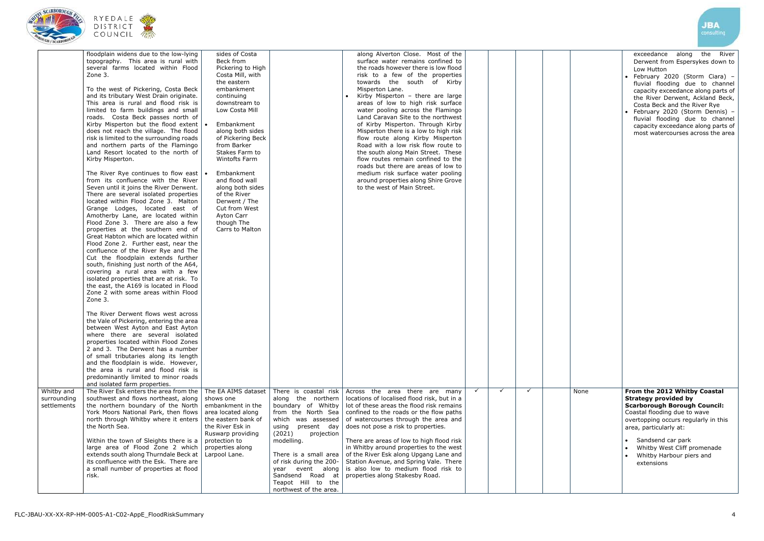| | | | | | | | | | | |
|---|---|---|---|---|---|---|---|---|---|---|
| | floodplain widens due to the low-lying topography. This area is rural with several farms located within Flood Zone 3.<br><br>To the west of Pickering, Costa Beck and its tributary West Drain originate. This area is rural and flood risk is limited to farm buildings and small roads. Costa Beck passes north of Kirby Misperton but the flood extent does not reach the village. The flood risk is limited to the surrounding roads and northern parts of the Flamingo Land Resort located to the north of Kirby Misperton.<br><br>The River Rye continues to flow east from its confluence with the River Seven until it joins the River Derwent. There are several isolated properties located within Flood Zone 3. Malton Grange Lodges, located east of Amotherby Lane, are located within Flood Zone 3. There are also a few properties at the southern end of Great Habton which are located within Flood Zone 2. Further east, near the confluence of the River Rye and The Cut the floodplain extends further south, finishing just north of the A64, covering a rural area with a few isolated properties that are at risk. To the east, the A169 is located in Flood Zone 2 with some areas within Flood Zone 3.<br><br>The River Derwent flows west across the Vale of Pickering, entering the area between West Ayton and East Ayton where there are several isolated properties located within Flood Zones 2 and 3. The Derwent has a number of small tributaries along its length and the floodplain is wide. However, the area is rural and flood risk is predominantly limited to minor roads and isolated farm properties. | sides of Costa Beck from Pickering to High Costa Mill, with the eastern embankment continuing downstream to Low Costa Mill<br>• Embankment along both sides of Pickering Beck from Barker Stakes Farm to Wintofts Farm<br>• Embankment and flood wall along both sides of the River Derwent / The Cut from West Ayton Carr though The Carrs to Malton | | along Alverton Close. Most of the surface water remains confined to the roads however there is low flood risk to a few of the properties towards the south of Kirby Misperton Lane.<br>• Kirby Misperton – there are large areas of low to high risk surface water pooling across the Flamingo Land Caravan Site to the northwest of Kirby Misperton. Through Kirby Misperton there is a low to high risk flow route along Kirby Misperton Road with a low risk flow route to the south along Main Street. These flow routes remain confined to the roads but there are areas of low to medium risk surface water pooling around properties along Shire Grove to the west of Main Street. | | | | | | exceedance along the River Derwent from Espersykes down to Low Hutton<br>• February 2020 (Storm Ciara) – fluvial flooding due to channel capacity exceedance along parts of the River Derwent, Ackland Beck, Costa Beck and the River Rye<br>• February 2020 (Storm Dennis) – fluvial flooding due to channel capacity exceedance along parts of most watercourses across the area |
| Whitby and surrounding settlements | The River Esk enters the area from the southwest and flows northeast, along the northern boundary of the North York Moors National Park, then flows north through Whitby where it enters the North Sea.<br><br>Within the town of Sleights there is a large area of Flood Zone 2 which extends south along Thurndale Beck at its confluence with the Esk. There are a small number of properties at flood risk. | The EA AIMS dataset shows one embankment in the area located along the eastern bank of the River Esk in Ruswarp providing protection to properties along Larpool Lane. | There is coastal risk along the northern boundary of Whitby from the North Sea which was assessed using present day (2021) projection modelling.<br><br>There is a small area of risk during the 200-year event along Sandsend Road at Teapot Hill to the northwest of the area. | Across the area there are many locations of localised flood risk, but in a lot of these areas the flood risk remains confined to the roads or the flow paths of watercourses through the area and does not pose a risk to properties.<br><br>There are areas of low to high flood risk in Whitby around properties to the west of the River Esk along Upgang Lane and Station Avenue, and Spring Vale. There is also low to medium flood risk to properties along Stakesby Road. | ✓ | ✓ | ✓ | | None | **From the 2012 Whitby Coastal Strategy provided by Scarborough Borough Council:**<br>Coastal flooding due to wave overtopping occurs regularly in this area, particularly at:<br>• Sandsend car park<br>• Whitby West Cliff promenade<br>• Whitby Harbour piers and extensions |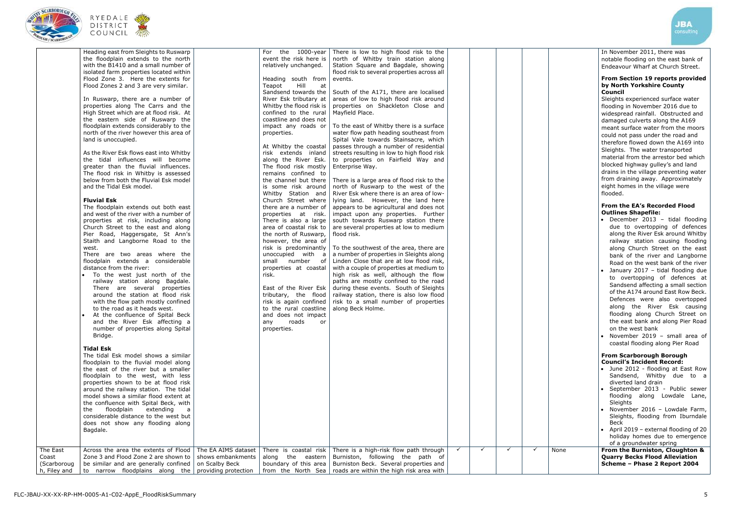| | | | | | | | | | | | |
|---|---|---|---|---|---|---|---|---|---|---|---|
| | Heading east from Sleights to Ruswarp the floodplain extends to the north with the B1410 and a small number of isolated farm properties located within Flood Zone 3. Here the extents for Flood Zones 2 and 3 are very similar.<br><br>In Ruswarp, there are a number of properties along The Carrs and the High Street which are at flood risk. At the eastern side of Ruswarp the floodplain extends considerably to the north of the river however this area of land is unoccupied.<br><br>As the River Esk flows east into Whitby the tidal influences will become greater than the fluvial influences. The flood risk in Whitby is assessed below from both the Fluvial Esk model and the Tidal Esk model.<br><br>**Fluvial Esk**<br>The floodplain extends out both east and west of the river with a number of properties at risk, including along Church Street to the east and along Pier Road, Haggersgate, St Ann's Staith and Langborne Road to the west.<br>There are two areas where the floodplain extends a considerable distance from the river:<br>• To the west just north of the railway station along Bagdale. There are several properties around the station at flood risk with the flow path mostly confined to the road as it heads west.<br>• At the confluence of Spital Beck and the River Esk affecting a number of properties along Spital Bridge.<br><br>**Tidal Esk**<br>The tidal Esk model shows a similar floodplain to the fluvial model along the east of the river but a smaller floodplain to the west, with less properties shown to be at flood risk around the railway station. The tidal model shows a similar flood extent at the confluence with Spital Beck, with the floodplain extending a considerable distance to the west but does not show any flooding along Bagdale. | | For the 1000-year event the risk here is relatively unchanged.<br><br>Heading south from Teapot Hill at Sandsend towards the River Esk tributary at Whitby the flood risk is confined to the rural coastline and does not impact any roads or properties.<br><br>At Whitby the coastal risk extends inland along the River Esk. The flood risk mostly remains confined to the channel but there is some risk around Whitby Station and Church Street where there are a number of properties at risk. There is also a large area of coastal risk to the north of Ruswarp, however, the area of risk is predominantly unoccupied with a small number of properties at coastal risk.<br><br>East of the River Esk tributary, the flood risk is again confined to the rural coastline and does not impact any roads or properties. | There is low to high flood risk to the north of Whitby train station along Station Square and Bagdale, showing flood risk to several properties across all events.<br><br>South of the A171, there are localised areas of low to high flood risk around properties on Shackleton Close and Mayfield Place.<br><br>To the east of Whitby there is a surface water flow path heading southeast from Spital Vale towards Stainsacre, which passes through a number of residential streets resulting in low to high flood risk to properties on Fairfield Way and Enterprise Way.<br><br>There is a large area of flood risk to the north of Ruswarp to the west of the River Esk where there is an area of low-lying land. However, the land here appears to be agricultural and does not impact upon any properties. Further south towards Ruswarp station there are several properties at low to medium flood risk.<br><br>To the southwest of the area, there are a number of properties in Sleights along Linden Close that are at low flood risk, with a couple of properties at medium to high risk as well, although the flow paths are mostly confined to the road during these events. South of Sleights railway station, there is also low flood risk to a small number of properties along Beck Holme. | | | | | | In November 2011, there was notable flooding on the east bank of Endeavour Wharf at Church Street.<br><br>**From Section 19 reports provided by North Yorkshire County Council**<br>Sleights experienced surface water flooding in November 2016 due to widespread rainfall. Obstructed and damaged culverts along the A169 meant surface water from the moors could not pass under the road and therefore flowed down the A169 into Sleights. The water transported material from the arrestor bed which blocked highway gulley's and land drains in the village preventing water from draining away. Approximately eight homes in the village were flooded.<br><br>**From the EA's Recorded Flood Outlines Shapefile:**<br>• December 2013 – tidal flooding due to overtopping of defences along the River Esk around Whitby railway station causing flooding along Church Street on the east bank of the river and Langborne Road on the west bank of the river<br>• January 2017 – tidal flooding due to overtopping of defences at Sandsend affecting a small section of the A174 around East Row Beck. Defences were also overtopped along the River Esk causing flooding along Church Street on the east bank and along Pier Road on the west bank<br>• November 2019 – small area of coastal flooding along Pier Road<br><br>**From Scarborough Borough Council's Incident Record:**<br>• June 2012 - flooding at East Row Sandsend, Whitby due to a diverted land drain<br>• September 2013 - Public sewer flooding along Lowdale Lane, Sleights<br>• November 2016 – Lowdale Farm, Sleights, flooding from Iburndale Beck<br>• April 2019 – external flooding of 20 holiday homes due to emergence of a groundwater spring |
| The East Coast (Scarborough, Filey and | Across the area the extents of Flood Zone 3 and Flood Zone 2 are shown to be similar and are generally confined to narrow floodplains along the | The EA AIMS dataset shows embankments on Scalby Beck providing protection | There is coastal risk along the eastern boundary of this area from the North Sea | There is a high-risk flow path through Burniston, following the path of Burniston Beck. Several properties and roads are within the high risk area with | ✓ | ✓ | ✓ | ✓ | None | **From the Burniston, Cloughton & Quarry Becks Flood Alleviation Scheme – Phase 2 Report 2004** |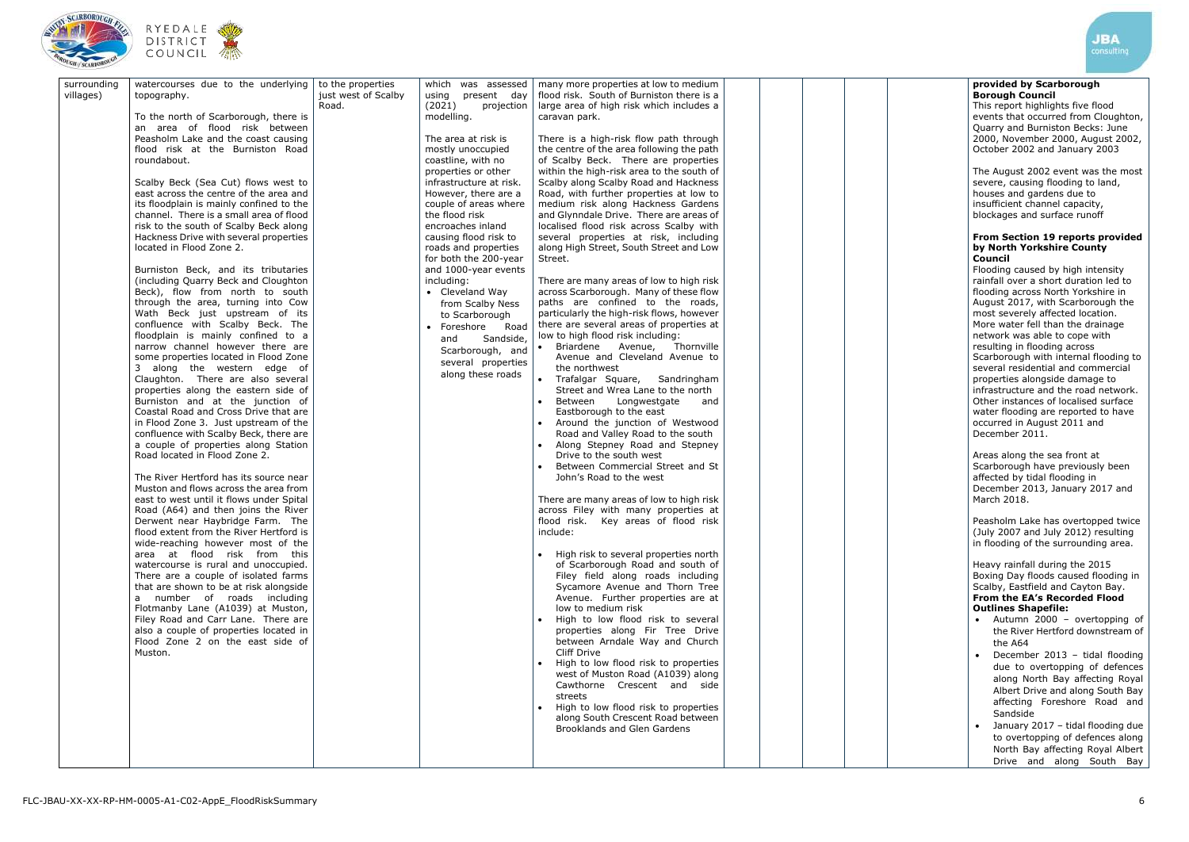| | | | | | | | | | |
|---|---|---|---|---|---|---|---|---|---|
| surrounding villages) | watercourses due to the underlying topography.<br><br>To the north of Scarborough, there is an area of flood risk between Peasholm Lake and the coast causing flood risk at the Burniston Road roundabout.<br><br>Scalby Beck (Sea Cut) flows west to east across the centre of the area and its floodplain is mainly confined to the channel. There is a small area of flood risk to the south of Scalby Beck along Hackness Drive with several properties located in Flood Zone 2.<br><br>Burniston Beck, and its tributaries (including Quarry Beck and Cloughton Beck), flow from north to south through the area, turning into Cow Wath Beck just upstream of its confluence with Scalby Beck. The floodplain is mainly confined to a narrow channel however there are some properties located in Flood Zone 3 along the western edge of Claughton. There are also several properties along the eastern side of Burniston and at the junction of Coastal Road and Cross Drive that are in Flood Zone 3. Just upstream of the confluence with Scalby Beck, there are a couple of properties along Station Road located in Flood Zone 2.<br><br>The River Hertford has its source near Muston and flows across the area from east to west until it flows under Spital Road (A64) and then joins the River Derwent near Haybridge Farm. The flood extent from the River Hertford is wide-reaching however most of the area at flood risk from this watercourse is rural and unoccupied. There are a couple of isolated farms that are shown to be at risk alongside a number of roads including Flotmanby Lane (A1039) at Muston, Filey Road and Carr Lane. There are also a couple of properties located in Flood Zone 2 on the east side of Muston. | to the properties just west of Scalby Road. | which was assessed using present day (2021) projection modelling.<br><br>The area at risk is mostly unoccupied coastline, with no properties or other infrastructure at risk. However, there are a couple of areas where the flood risk encroaches inland causing flood risk to roads and properties for both the 200-year and 1000-year events including:<br>• Cleveland Way from Scalby Ness to Scarborough<br>• Foreshore Road and Sandside, Scarborough, and several properties along these roads | many more properties at low to medium flood risk. South of Burniston there is a large area of high risk which includes a caravan park.<br><br>There is a high-risk flow path through the centre of the area following the path of Scalby Beck. There are properties within the high-risk area to the south of Scalby along Scalby Road and Hackness Road, with further properties at low to medium risk along Hackness Gardens and Glynndale Drive. There are areas of localised flood risk across Scalby with several properties at risk, including along High Street, South Street and Low Street.<br><br>There are many areas of low to high risk across Scarborough. Many of these flow paths are confined to the roads, particularly the high-risk flows, however there are several areas of properties at low to high flood risk including:<br>• Briardene Avenue, Thornville Avenue and Cleveland Avenue to the northwest<br>• Trafalgar Square, Sandringham Street and Wrea Lane to the north<br>• Between Longwestgate and Eastborough to the east<br>• Around the junction of Westwood Road and Valley Road to the south<br>• Along Stepney Road and Stepney Drive to the south west<br>• Between Commercial Street and St John's Road to the west<br><br>There are many areas of low to high risk across Filey with many properties at flood risk. Key areas of flood risk include:<br><br>• High risk to several properties north of Scarborough Road and south of Filey field along roads including Sycamore Avenue and Thorn Tree Avenue. Further properties are at low to medium risk<br>• High to low flood risk to several properties along Fir Tree Drive between Arndale Way and Church Cliff Drive<br>• High to low flood risk to properties west of Muston Road (A1039) along Cawthorne Crescent and side streets<br>• High to low flood risk to properties along South Crescent Road between Brooklands and Glen Gardens | | | | | **provided by Scarborough Borough Council**<br>This report highlights five flood events that occurred from Cloughton, Quarry and Burniston Becks: June 2000, November 2000, August 2002, October 2002 and January 2003<br><br>The August 2002 event was the most severe, causing flooding to land, houses and gardens due to insufficient channel capacity, blockages and surface runoff<br><br>**From Section 19 reports provided by North Yorkshire County Council**<br>Flooding caused by high intensity rainfall over a short duration led to flooding across North Yorkshire in August 2017, with Scarborough the most severely affected location. More water fell than the drainage network was able to cope with resulting in flooding across Scarborough with internal flooding to several residential and commercial properties alongside damage to infrastructure and the road network. Other instances of localised surface water flooding are reported to have occurred in August 2011 and December 2011.<br><br>Areas along the sea front at Scarborough have previously been affected by tidal flooding in December 2013, January 2017 and March 2018.<br><br>Peasholm Lake has overtopped twice (July 2007 and July 2012) resulting in flooding of the surrounding area.<br><br>Heavy rainfall during the 2015 Boxing Day floods caused flooding in Scalby, Eastfield and Cayton Bay.<br>**From the EA's Recorded Flood Outlines Shapefile:**<br>• Autumn 2000 – overtopping of the River Hertford downstream of the A64<br>• December 2013 – tidal flooding due to overtopping of defences along North Bay affecting Royal Albert Drive and along South Bay affecting Foreshore Road and Sandside<br>• January 2017 – tidal flooding due to overtopping of defences along North Bay affecting Royal Albert Drive and along South Bay |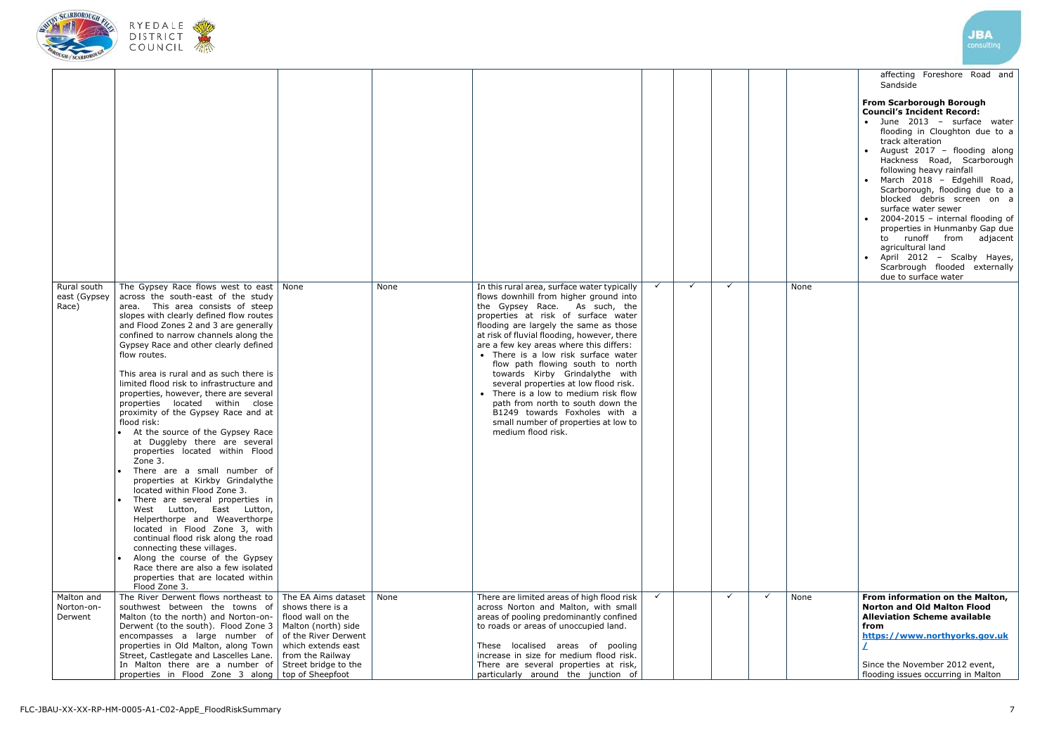| | | | | | | | | | | |
|---|---|---|---|---|---|---|---|---|---|---|
| | | | | | | | | | | affecting Foreshore Road and Sandside<br><br>**From Scarborough Borough Council's Incident Record:**<br>• June 2013 – surface water flooding in Cloughton due to a track alteration<br>• August 2017 – flooding along Hackness Road, Scarborough following heavy rainfall<br>• March 2018 – Edgehill Road, Scarborough, flooding due to a blocked debris screen on a surface water sewer<br>• 2004-2015 – internal flooding of properties in Hunmanby Gap due to runoff from adjacent agricultural land<br>• April 2012 – Scalby Hayes, Scarbrough flooded externally due to surface water |
| Rural south east (Gypsey Race) | The Gypsey Race flows west to east across the south-east of the study area. This area consists of steep slopes with clearly defined flow routes and Flood Zones 2 and 3 are generally confined to narrow channels along the Gypsey Race and other clearly defined flow routes.<br><br>This area is rural and as such there is limited flood risk to infrastructure and properties, however, there are several properties located within close proximity of the Gypsey Race and at flood risk:<br>• At the source of the Gypsey Race at Duggleby there are several properties located within Flood Zone 3.<br>• There are a small number of properties at Kirkby Grindalythe located within Flood Zone 3.<br>• There are several properties in West Lutton, East Lutton, Helperthorpe and Weaverthorpe located in Flood Zone 3, with continual flood risk along the road connecting these villages.<br>• Along the course of the Gypsey Race there are also a few isolated properties that are located within Flood Zone 3. | None | None | In this rural area, surface water typically flows downhill from higher ground into the Gypsey Race. As such, the properties at risk of surface water flooding are largely the same as those at risk of fluvial flooding, however, there are a few key areas where this differs:<br>• There is a low risk surface water flow path flowing south to north towards Kirby Grindalythe with several properties at low flood risk.<br>• There is a low to medium risk flow path from north to south down the B1249 towards Foxholes with a small number of properties at low to medium flood risk. | ✓ | ✓ | ✓ | | None | |
| Malton and Norton-on-Derwent | The River Derwent flows northeast to southwest between the towns of Malton (to the north) and Norton-on-Derwent (to the south). Flood Zone 3 encompasses a large number of properties in Old Malton, along Town Street, Castlegate and Lascelles Lane. In Malton there are a number of properties in Flood Zone 3 along | The EA Aims dataset shows there is a flood wall on the Malton (north) side of the River Derwent which extends east from the Railway Street bridge to the top of Sheepfoot | None | There are limited areas of high flood risk across Norton and Malton, with small areas of pooling predominantly confined to roads or areas of unoccupied land.<br><br>These localised areas of pooling increase in size for medium flood risk. There are several properties at risk, particularly around the junction of | ✓ | | ✓ | ✓ | None | **From information on the Malton, Norton and Old Malton Flood Alleviation Scheme available from [https://www.northyorks.gov.uk/](https://www.northyorks.gov.uk/)**<br><br>Since the November 2012 event, flooding issues occurring in Malton |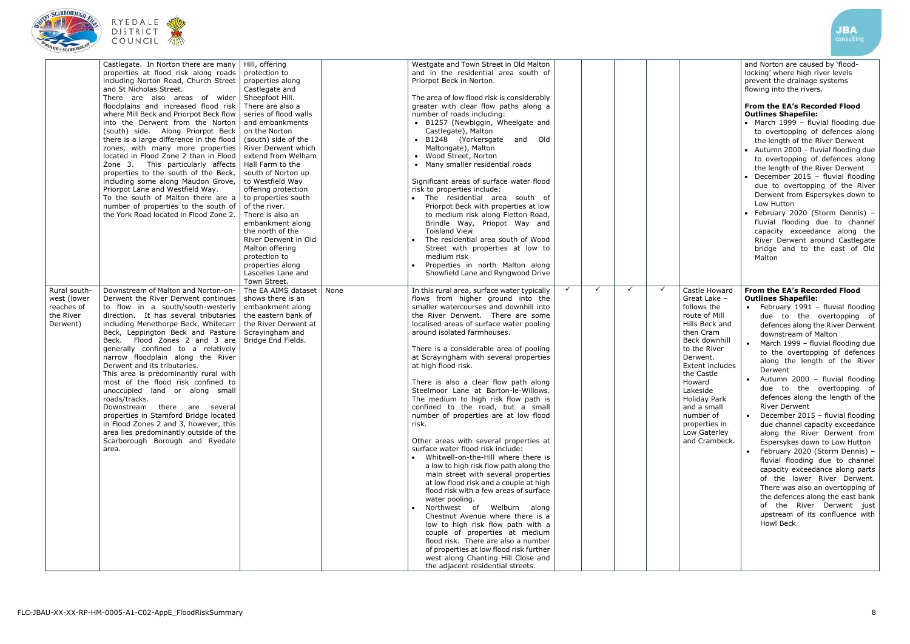| | | | | | | | | | | |
|---|---|---|---|---|---|---|---|---|---|---|
| | Castlegate. In Norton there are many properties at flood risk along roads including Norton Road, Church Street and St Nicholas Street.<br>There are also areas of wider floodplains and increased flood risk where Mill Beck and Priorpot Beck flow into the Derwent from the Norton (south) side. Along Priorpot Beck there is a large difference in the flood zones, with many more properties located in Flood Zone 2 than in Flood Zone 3. This particularly affects properties to the south of the Beck, including some along Maudon Grove, Priorpot Lane and Westfield Way.<br>To the south of Malton there are a number of properties to the south of the York Road located in Flood Zone 2. | Hill, offering protection to properties along Castlegate and Sheepfoot Hill.<br>There are also a series of flood walls and embankments on the Norton (south) side of the River Derwent which extend from Welham Hall Farm to the south of Norton up to Westfield Way offering protection to properties south of the river.<br>There is also an embankment along the north of the River Derwent in Old Malton offering protection to properties along Lascelles Lane and Town Street. | | Westgate and Town Street in Old Malton and in the residential area south of Priorpot Beck in Norton.<br><br>The area of low flood risk is considerably greater with clear flow paths along a number of roads including:<br>• B1257 (Newbiggin, Wheelgate and Castlegate), Malton<br>• B1248 (Yorkersgate and Old Maltongate), Malton<br>• Wood Street, Norton<br>• Many smaller residential roads<br><br>Significant areas of surface water flood risk to properties include:<br>• The residential area south of Priorpot Beck with properties at low to medium risk along Fletton Road, Brindle Way, Priopot Way and Toisland View<br>• The residential area south of Wood Street with properties at low to medium risk<br>• Properties in north Malton along Showfield Lane and Ryngwood Drive | | | | | | and Norton are caused by 'flood-locking' where high river levels prevent the drainage systems flowing into the rivers.<br><br>**From the EA's Recorded Flood Outlines Shapefile:**<br>• March 1999 – fluvial flooding due to overtopping of defences along the length of the River Derwent<br>• Autumn 2000 – fluvial flooding due to overtopping of defences along the length of the River Derwent<br>• December 2015 – fluvial flooding due to overtopping of the River Derwent from Espersykes down to Low Hutton<br>• February 2020 (Storm Dennis) – fluvial flooding due to channel capacity exceedance along the River Derwent around Castlegate bridge and to the east of Old Malton |
| Rural south-west (lower reaches of the River Derwent) | Downstream of Malton and Norton-on-Derwent the River Derwent continues to flow in a south/south-westerly direction. It has several tributaries including Menethorpe Beck, Whitecarr Beck, Leppington Beck and Pasture Beck. Flood Zones 2 and 3 are generally confined to a relatively narrow floodplain along the River Derwent and its tributaries.<br>This area is predominantly rural with most of the flood risk confined to unoccupied land or along small roads/tracks.<br>Downstream there are several properties in Stamford Bridge located in Flood Zones 2 and 3, however, this area lies predominantly outside of the Scarborough Borough and Ryedale area. | The EA AIMS dataset shows there is an embankment along the eastern bank of the River Derwent at Scrayingham and Bridge End Fields. | None | In this rural area, surface water typically flows from higher ground into the smaller watercourses and downhill into the River Derwent. There are some localised areas of surface water pooling around isolated farmhouses.<br><br>There is a considerable area of pooling at Scrayingham with several properties at high flood risk.<br><br>There is also a clear flow path along Steelmoor Lane at Barton-le-Willows. The medium to high risk flow path is confined to the road, but a small number of properties are at low flood risk.<br><br>Other areas with several properties at surface water flood risk include:<br>• Whitwell-on-the-Hill where there is a low to high risk flow path along the main street with several properties at low flood risk and a couple at high flood risk with a few areas of surface water pooling.<br>• Northwest of Welburn along Chestnut Avenue where there is a low to high risk flow path with a couple of properties at medium flood risk. There are also a number of properties at low flood risk further west along Chanting Hill Close and the adjacent residential streets. | ✓ | ✓ | ✓ | ✓ | Castle Howard Great Lake – follows the route of Mill Hills Beck and then Cram Beck downhill to the River Derwent. Extent includes the Castle Howard Lakeside Holiday Park and a small number of properties in Low Gaterley and Crambeck. | **From the EA's Recorded Flood Outlines Shapefile:**<br>• February 1991 – fluvial flooding due to the overtopping of defences along the River Derwent downstream of Malton<br>• March 1999 – fluvial flooding due to the overtopping of defences along the length of the River Derwent<br>• Autumn 2000 – fluvial flooding due to the overtopping of defences along the length of the River Derwent<br>• December 2015 – fluvial flooding due channel capacity exceedance along the River Derwent from Espersykes down to Low Hutton<br>• February 2020 (Storm Dennis) – fluvial flooding due to channel capacity exceedance along parts of the lower River Derwent. There was also an overtopping of the defences along the east bank of the River Derwent just upstream of its confluence with Howl Beck |